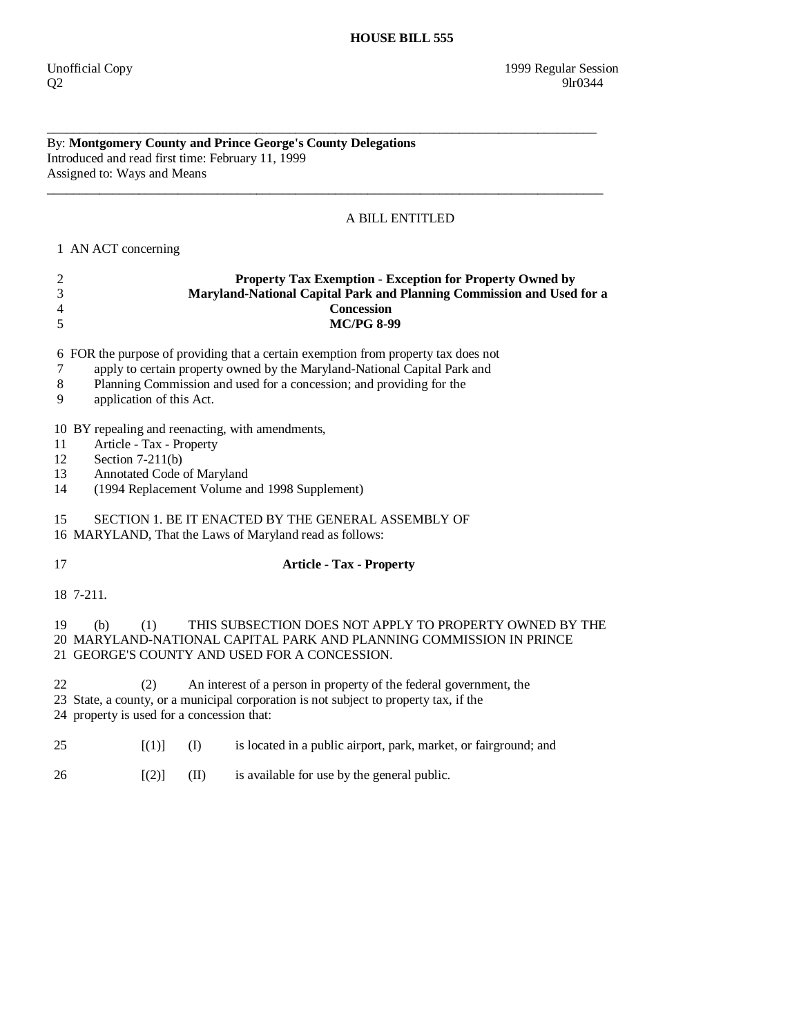# HOUSE BILL 555

Unofficial Copy 1999 Regular Session
Q2 9lr0344

---

By: **Montgomery County and Prince George's County Delegations**
Introduced and read first time: February 11, 1999
Assigned to: Ways and Means

---

A BILL ENTITLED

1 AN ACT concerning

2 **Property Tax Exemption - Exception for Property Owned by**
3 **Maryland-National Capital Park and Planning Commission and Used for a**
4 **Concession**
5 **MC/PG 8-99**

6 FOR the purpose of providing that a certain exemption from property tax does not
7 apply to certain property owned by the Maryland-National Capital Park and
8 Planning Commission and used for a concession; and providing for the
9 application of this Act.

10 BY repealing and reenacting, with amendments,
11 Article - Tax - Property
12 Section 7-211(b)
13 Annotated Code of Maryland
14 (1994 Replacement Volume and 1998 Supplement)

15 SECTION 1. BE IT ENACTED BY THE GENERAL ASSEMBLY OF
16 MARYLAND, That the Laws of Maryland read as follows:

17 **Article - Tax - Property**

18 7-211.

19 (b) (1) THIS SUBSECTION DOES NOT APPLY TO PROPERTY OWNED BY THE
20 MARYLAND-NATIONAL CAPITAL PARK AND PLANNING COMMISSION IN PRINCE
21 GEORGE'S COUNTY AND USED FOR A CONCESSION.

22 (2) An interest of a person in property of the federal government, the
23 State, a county, or a municipal corporation is not subject to property tax, if the
24 property is used for a concession that:

25 [(1)] (I) is located in a public airport, park, market, or fairground; and

26 [(2)] (II) is available for use by the general public.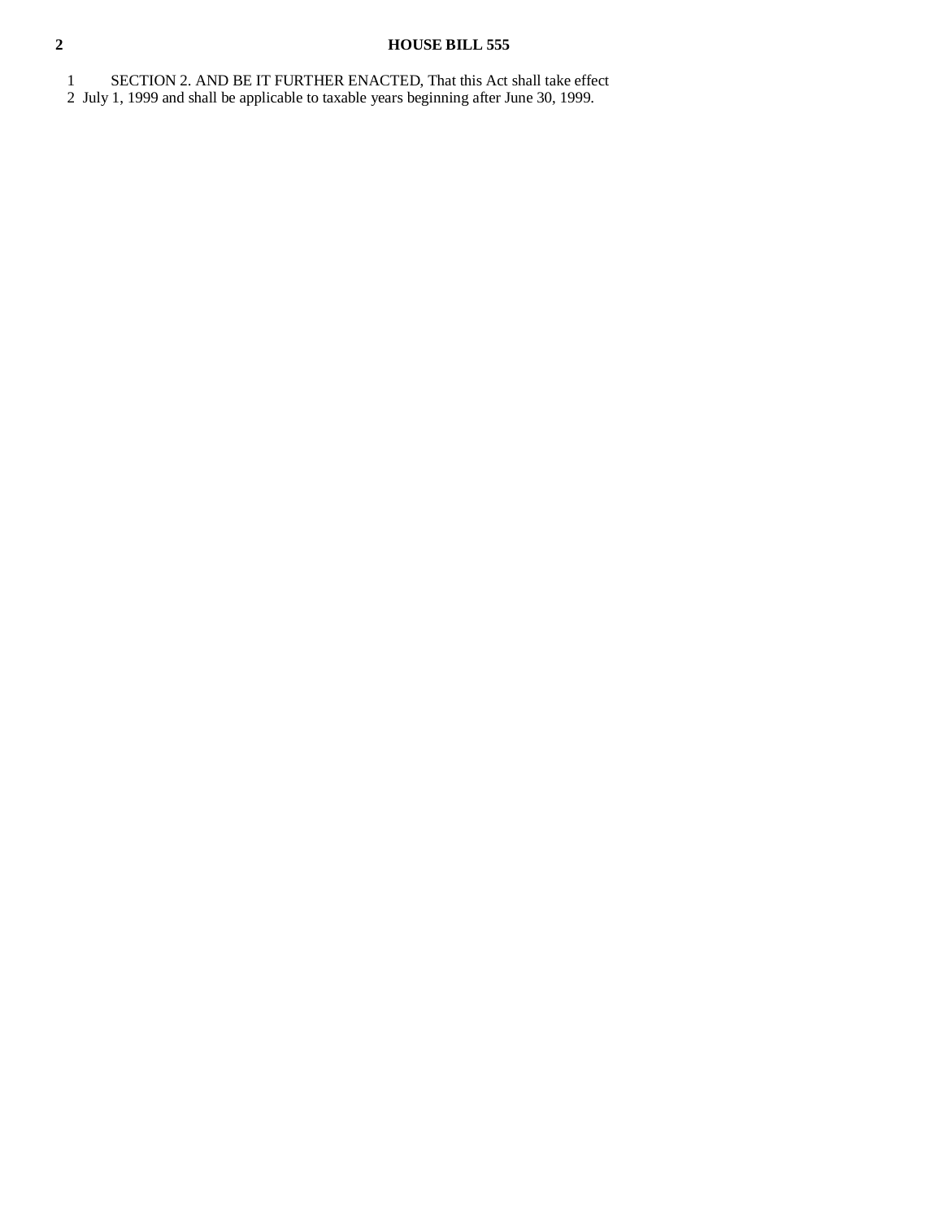SECTION 2. AND BE IT FURTHER ENACTED, That this Act shall take effect July 1, 1999 and shall be applicable to taxable years beginning after June 30, 1999.